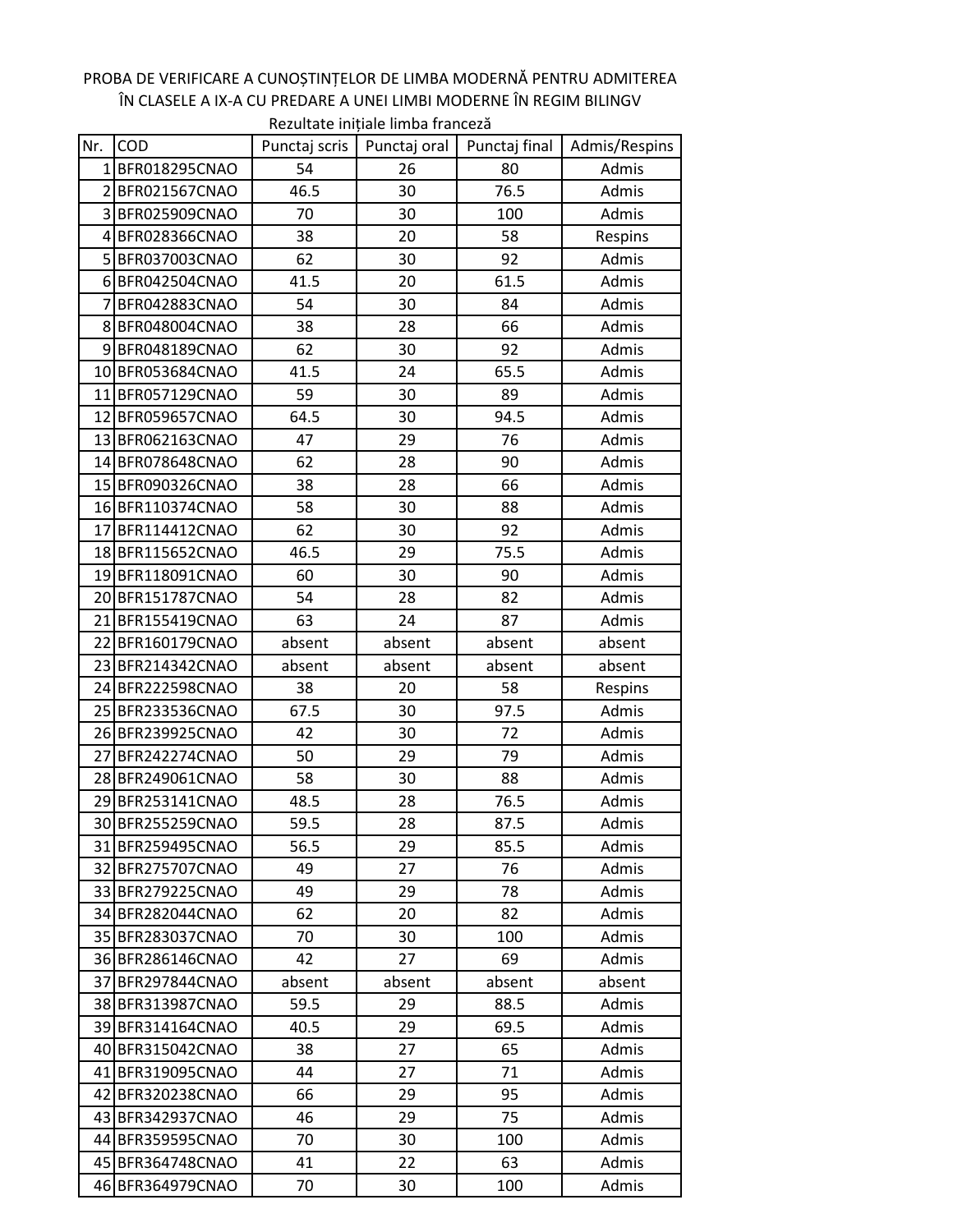PROBA DE VERIFICARE A CUNOȘTINȚELOR DE LIMBA MODERNĂ PENTRU ADMITEREA ÎN CLASELE A IX-A CU PREDARE A UNEI LIMBI MODERNE ÎN REGIM BILINGV

Rezultate inițiale limba franceză

| Nr. | COD | Punctaj scris | Punctaj oral | Punctaj final | Admis/Respins |
|---|---|---|---|---|---|
| 1 | BFR018295CNAO | 54 | 26 | 80 | Admis |
| 2 | BFR021567CNAO | 46.5 | 30 | 76.5 | Admis |
| 3 | BFR025909CNAO | 70 | 30 | 100 | Admis |
| 4 | BFR028366CNAO | 38 | 20 | 58 | Respins |
| 5 | BFR037003CNAO | 62 | 30 | 92 | Admis |
| 6 | BFR042504CNAO | 41.5 | 20 | 61.5 | Admis |
| 7 | BFR042883CNAO | 54 | 30 | 84 | Admis |
| 8 | BFR048004CNAO | 38 | 28 | 66 | Admis |
| 9 | BFR048189CNAO | 62 | 30 | 92 | Admis |
| 10 | BFR053684CNAO | 41.5 | 24 | 65.5 | Admis |
| 11 | BFR057129CNAO | 59 | 30 | 89 | Admis |
| 12 | BFR059657CNAO | 64.5 | 30 | 94.5 | Admis |
| 13 | BFR062163CNAO | 47 | 29 | 76 | Admis |
| 14 | BFR078648CNAO | 62 | 28 | 90 | Admis |
| 15 | BFR090326CNAO | 38 | 28 | 66 | Admis |
| 16 | BFR110374CNAO | 58 | 30 | 88 | Admis |
| 17 | BFR114412CNAO | 62 | 30 | 92 | Admis |
| 18 | BFR115652CNAO | 46.5 | 29 | 75.5 | Admis |
| 19 | BFR118091CNAO | 60 | 30 | 90 | Admis |
| 20 | BFR151787CNAO | 54 | 28 | 82 | Admis |
| 21 | BFR155419CNAO | 63 | 24 | 87 | Admis |
| 22 | BFR160179CNAO | absent | absent | absent | absent |
| 23 | BFR214342CNAO | absent | absent | absent | absent |
| 24 | BFR222598CNAO | 38 | 20 | 58 | Respins |
| 25 | BFR233536CNAO | 67.5 | 30 | 97.5 | Admis |
| 26 | BFR239925CNAO | 42 | 30 | 72 | Admis |
| 27 | BFR242274CNAO | 50 | 29 | 79 | Admis |
| 28 | BFR249061CNAO | 58 | 30 | 88 | Admis |
| 29 | BFR253141CNAO | 48.5 | 28 | 76.5 | Admis |
| 30 | BFR255259CNAO | 59.5 | 28 | 87.5 | Admis |
| 31 | BFR259495CNAO | 56.5 | 29 | 85.5 | Admis |
| 32 | BFR275707CNAO | 49 | 27 | 76 | Admis |
| 33 | BFR279225CNAO | 49 | 29 | 78 | Admis |
| 34 | BFR282044CNAO | 62 | 20 | 82 | Admis |
| 35 | BFR283037CNAO | 70 | 30 | 100 | Admis |
| 36 | BFR286146CNAO | 42 | 27 | 69 | Admis |
| 37 | BFR297844CNAO | absent | absent | absent | absent |
| 38 | BFR313987CNAO | 59.5 | 29 | 88.5 | Admis |
| 39 | BFR314164CNAO | 40.5 | 29 | 69.5 | Admis |
| 40 | BFR315042CNAO | 38 | 27 | 65 | Admis |
| 41 | BFR319095CNAO | 44 | 27 | 71 | Admis |
| 42 | BFR320238CNAO | 66 | 29 | 95 | Admis |
| 43 | BFR342937CNAO | 46 | 29 | 75 | Admis |
| 44 | BFR359595CNAO | 70 | 30 | 100 | Admis |
| 45 | BFR364748CNAO | 41 | 22 | 63 | Admis |
| 46 | BFR364979CNAO | 70 | 30 | 100 | Admis |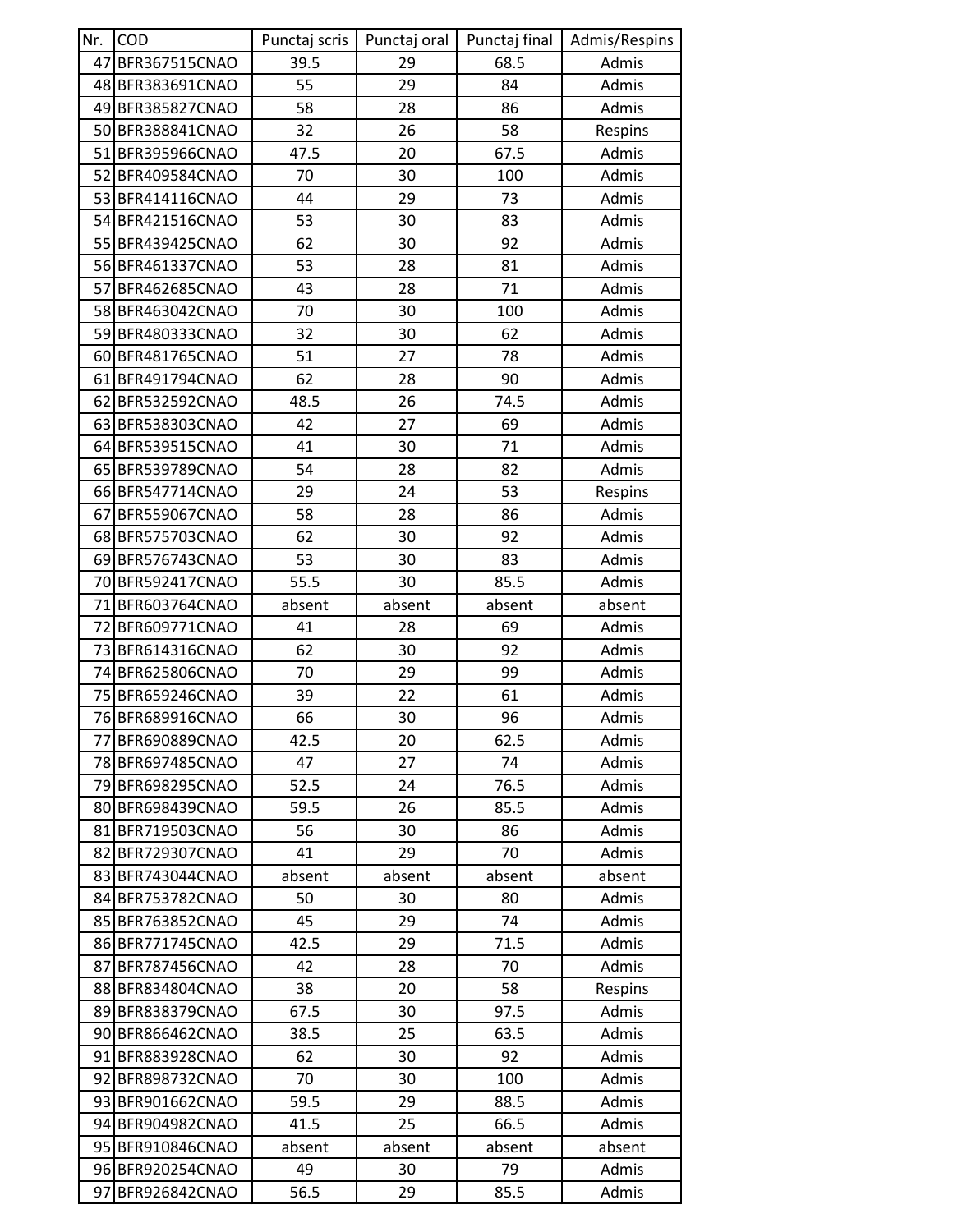| Nr. | COD | Punctaj scris | Punctaj oral | Punctaj final | Admis/Respins |
|---|---|---|---|---|---|
| 47 | BFR367515CNAO | 39.5 | 29 | 68.5 | Admis |
| 48 | BFR383691CNAO | 55 | 29 | 84 | Admis |
| 49 | BFR385827CNAO | 58 | 28 | 86 | Admis |
| 50 | BFR388841CNAO | 32 | 26 | 58 | Respins |
| 51 | BFR395966CNAO | 47.5 | 20 | 67.5 | Admis |
| 52 | BFR409584CNAO | 70 | 30 | 100 | Admis |
| 53 | BFR414116CNAO | 44 | 29 | 73 | Admis |
| 54 | BFR421516CNAO | 53 | 30 | 83 | Admis |
| 55 | BFR439425CNAO | 62 | 30 | 92 | Admis |
| 56 | BFR461337CNAO | 53 | 28 | 81 | Admis |
| 57 | BFR462685CNAO | 43 | 28 | 71 | Admis |
| 58 | BFR463042CNAO | 70 | 30 | 100 | Admis |
| 59 | BFR480333CNAO | 32 | 30 | 62 | Admis |
| 60 | BFR481765CNAO | 51 | 27 | 78 | Admis |
| 61 | BFR491794CNAO | 62 | 28 | 90 | Admis |
| 62 | BFR532592CNAO | 48.5 | 26 | 74.5 | Admis |
| 63 | BFR538303CNAO | 42 | 27 | 69 | Admis |
| 64 | BFR539515CNAO | 41 | 30 | 71 | Admis |
| 65 | BFR539789CNAO | 54 | 28 | 82 | Admis |
| 66 | BFR547714CNAO | 29 | 24 | 53 | Respins |
| 67 | BFR559067CNAO | 58 | 28 | 86 | Admis |
| 68 | BFR575703CNAO | 62 | 30 | 92 | Admis |
| 69 | BFR576743CNAO | 53 | 30 | 83 | Admis |
| 70 | BFR592417CNAO | 55.5 | 30 | 85.5 | Admis |
| 71 | BFR603764CNAO | absent | absent | absent | absent |
| 72 | BFR609771CNAO | 41 | 28 | 69 | Admis |
| 73 | BFR614316CNAO | 62 | 30 | 92 | Admis |
| 74 | BFR625806CNAO | 70 | 29 | 99 | Admis |
| 75 | BFR659246CNAO | 39 | 22 | 61 | Admis |
| 76 | BFR689916CNAO | 66 | 30 | 96 | Admis |
| 77 | BFR690889CNAO | 42.5 | 20 | 62.5 | Admis |
| 78 | BFR697485CNAO | 47 | 27 | 74 | Admis |
| 79 | BFR698295CNAO | 52.5 | 24 | 76.5 | Admis |
| 80 | BFR698439CNAO | 59.5 | 26 | 85.5 | Admis |
| 81 | BFR719503CNAO | 56 | 30 | 86 | Admis |
| 82 | BFR729307CNAO | 41 | 29 | 70 | Admis |
| 83 | BFR743044CNAO | absent | absent | absent | absent |
| 84 | BFR753782CNAO | 50 | 30 | 80 | Admis |
| 85 | BFR763852CNAO | 45 | 29 | 74 | Admis |
| 86 | BFR771745CNAO | 42.5 | 29 | 71.5 | Admis |
| 87 | BFR787456CNAO | 42 | 28 | 70 | Admis |
| 88 | BFR834804CNAO | 38 | 20 | 58 | Respins |
| 89 | BFR838379CNAO | 67.5 | 30 | 97.5 | Admis |
| 90 | BFR866462CNAO | 38.5 | 25 | 63.5 | Admis |
| 91 | BFR883928CNAO | 62 | 30 | 92 | Admis |
| 92 | BFR898732CNAO | 70 | 30 | 100 | Admis |
| 93 | BFR901662CNAO | 59.5 | 29 | 88.5 | Admis |
| 94 | BFR904982CNAO | 41.5 | 25 | 66.5 | Admis |
| 95 | BFR910846CNAO | absent | absent | absent | absent |
| 96 | BFR920254CNAO | 49 | 30 | 79 | Admis |
| 97 | BFR926842CNAO | 56.5 | 29 | 85.5 | Admis |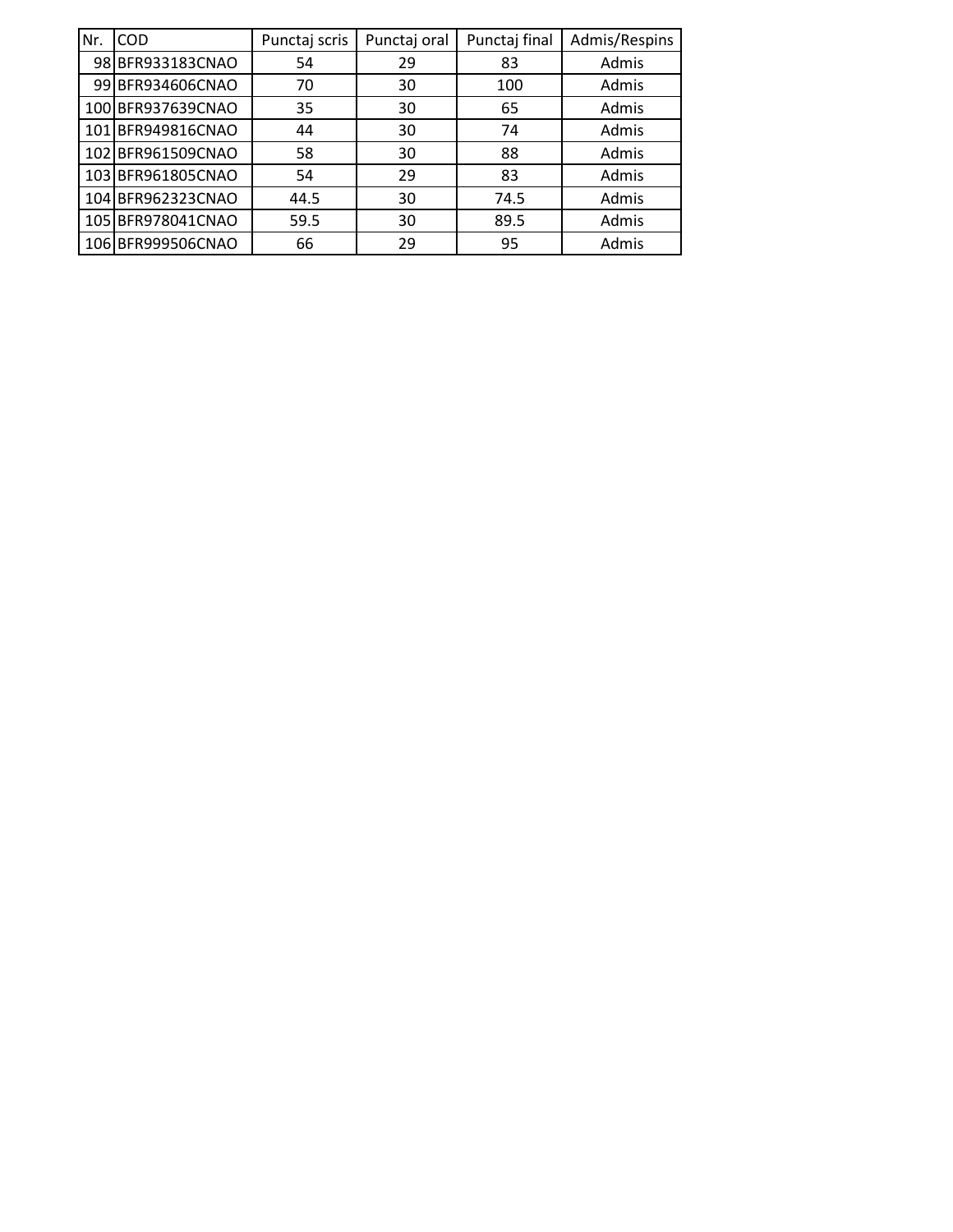| Nr. | COD | Punctaj scris | Punctaj oral | Punctaj final | Admis/Respins |
|---|---|---|---|---|---|
| 98 | BFR933183CNAO | 54 | 29 | 83 | Admis |
| 99 | BFR934606CNAO | 70 | 30 | 100 | Admis |
| 100 | BFR937639CNAO | 35 | 30 | 65 | Admis |
| 101 | BFR949816CNAO | 44 | 30 | 74 | Admis |
| 102 | BFR961509CNAO | 58 | 30 | 88 | Admis |
| 103 | BFR961805CNAO | 54 | 29 | 83 | Admis |
| 104 | BFR962323CNAO | 44.5 | 30 | 74.5 | Admis |
| 105 | BFR978041CNAO | 59.5 | 30 | 89.5 | Admis |
| 106 | BFR999506CNAO | 66 | 29 | 95 | Admis |